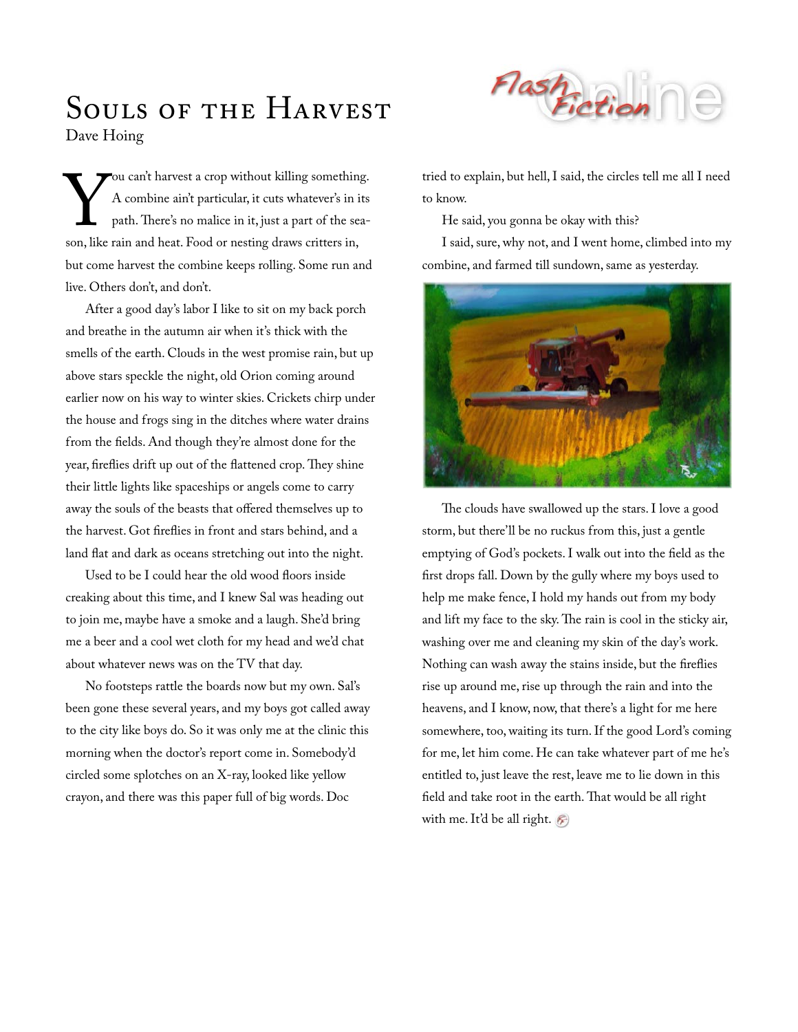# Souls of the Harvest

Dave Hoing

You can't harvest a crop without killing something. A combine ain't particular, it cuts whatever's in its path. There's no malice in it, just a part of the season, like rain and heat. Food or nesting draws critters in, but come harvest the combine keeps rolling. Some run and live. Others don't, and don't.

After a good day's labor I like to sit on my back porch and breathe in the autumn air when it's thick with the smells of the earth. Clouds in the west promise rain, but up above stars speckle the night, old Orion coming around earlier now on his way to winter skies. Crickets chirp under the house and frogs sing in the ditches where water drains from the fields. And though they're almost done for the year, fireflies drift up out of the flattened crop. They shine their little lights like spaceships or angels come to carry away the souls of the beasts that offered themselves up to the harvest. Got fireflies in front and stars behind, and a land flat and dark as oceans stretching out into the night.

Used to be I could hear the old wood floors inside creaking about this time, and I knew Sal was heading out to join me, maybe have a smoke and a laugh. She'd bring me a beer and a cool wet cloth for my head and we'd chat about whatever news was on the TV that day.

No footsteps rattle the boards now but my own. Sal's been gone these several years, and my boys got called away to the city like boys do. So it was only me at the clinic this morning when the doctor's report come in. Somebody'd circled some splotches on an X-ray, looked like yellow crayon, and there was this paper full of big words. Doc tried to explain, but hell, I said, the circles tell me all I need to know.

He said, you gonna be okay with this?

I said, sure, why not, and I went home, climbed into my combine, and farmed till sundown, same as yesterday.

The clouds have swallowed up the stars. I love a good storm, but there'll be no ruckus from this, just a gentle emptying of God's pockets. I walk out into the field as the first drops fall. Down by the gully where my boys used to help me make fence, I hold my hands out from my body and lift my face to the sky. The rain is cool in the sticky air, washing over me and cleaning my skin of the day's work. Nothing can wash away the stains inside, but the fireflies rise up around me, rise up through the rain and into the heavens, and I know, now, that there's a light for me here somewhere, too, waiting its turn. If the good Lord's coming for me, let him come. He can take whatever part of me he's entitled to, just leave the rest, leave me to lie down in this field and take root in the earth. That would be all right with me. It'd be all right.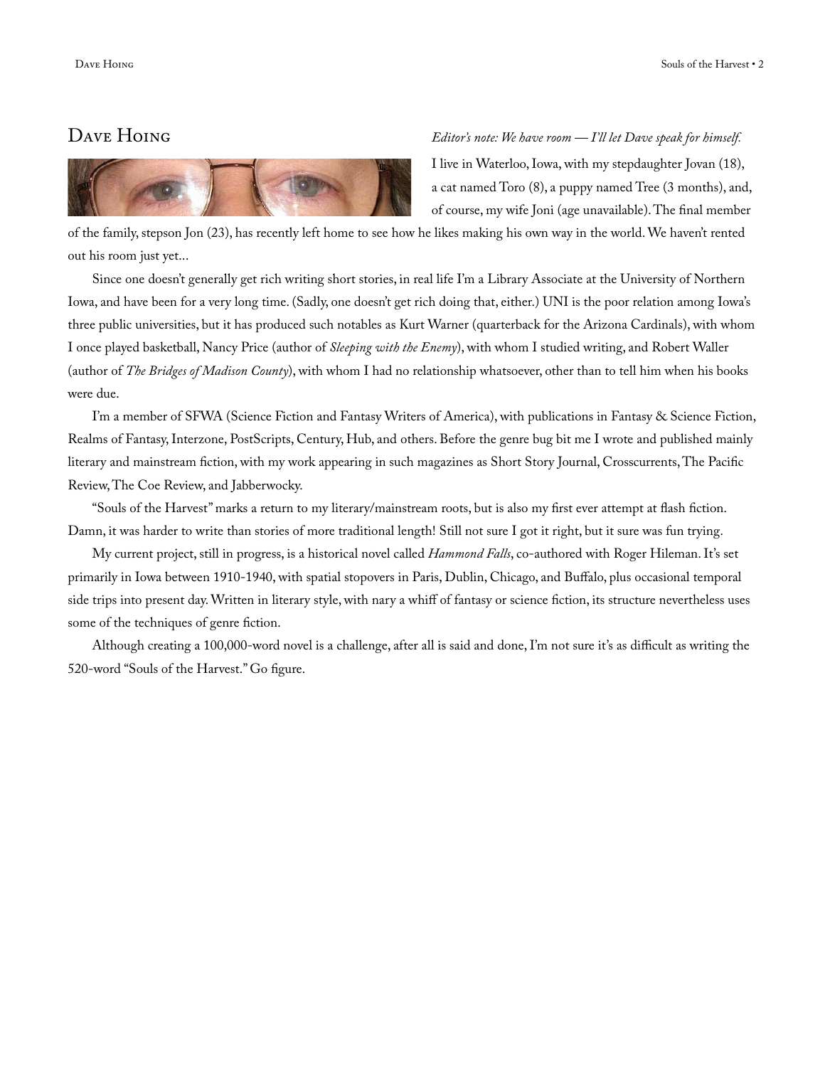# Dave Hoing

*Editor's note: We have room — I'll let Dave speak for himself.*

I live in Waterloo, Iowa, with my stepdaughter Jovan (18), a cat named Toro (8), a puppy named Tree (3 months), and, of course, my wife Joni (age unavailable). The final member of the family, stepson Jon (23), has recently left home to see how he likes making his own way in the world. We haven't rented out his room just yet...

Since one doesn't generally get rich writing short stories, in real life I'm a Library Associate at the University of Northern Iowa, and have been for a very long time. (Sadly, one doesn't get rich doing that, either.) UNI is the poor relation among Iowa's three public universities, but it has produced such notables as Kurt Warner (quarterback for the Arizona Cardinals), with whom I once played basketball, Nancy Price (author of *Sleeping with the Enemy*), with whom I studied writing, and Robert Waller (author of *The Bridges of Madison County*), with whom I had no relationship whatsoever, other than to tell him when his books were due.

I'm a member of SFWA (Science Fiction and Fantasy Writers of America), with publications in Fantasy & Science Fiction, Realms of Fantasy, Interzone, PostScripts, Century, Hub, and others. Before the genre bug bit me I wrote and published mainly literary and mainstream fiction, with my work appearing in such magazines as Short Story Journal, Crosscurrents, The Pacific Review, The Coe Review, and Jabberwocky.

"Souls of the Harvest" marks a return to my literary/mainstream roots, but is also my first ever attempt at flash fiction. Damn, it was harder to write than stories of more traditional length! Still not sure I got it right, but it sure was fun trying.

My current project, still in progress, is a historical novel called *Hammond Falls*, co-authored with Roger Hileman. It's set primarily in Iowa between 1910-1940, with spatial stopovers in Paris, Dublin, Chicago, and Buffalo, plus occasional temporal side trips into present day. Written in literary style, with nary a whiff of fantasy or science fiction, its structure nevertheless uses some of the techniques of genre fiction.

Although creating a 100,000-word novel is a challenge, after all is said and done, I'm not sure it's as difficult as writing the 520-word "Souls of the Harvest." Go figure.